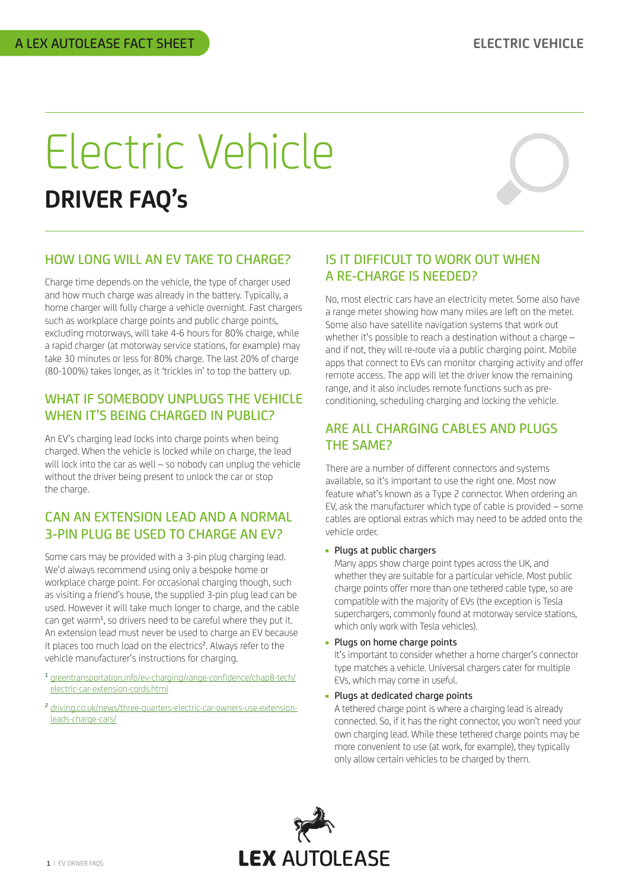A LEX AUTOLEASE FACT SHEET

ELECTRIC VEHICLE

# Electric Vehicle

## DRIVER FAQ's

### HOW LONG WILL AN EV TAKE TO CHARGE?

Charge time depends on the vehicle, the type of charger used and how much charge was already in the battery. Typically, a home charger will fully charge a vehicle overnight. Fast chargers such as workplace charge points and public charge points, excluding motorways, will take 4-6 hours for 80% charge, while a rapid charger (at motorway service stations, for example) may take 30 minutes or less for 80% charge. The last 20% of charge (80-100%) takes longer, as it 'trickles in' to top the battery up.

### WHAT IF SOMEBODY UNPLUGS THE VEHICLE WHEN IT'S BEING CHARGED IN PUBLIC?

An EV's charging lead locks into charge points when being charged. When the vehicle is locked while on charge, the lead will lock into the car as well – so nobody can unplug the vehicle without the driver being present to unlock the car or stop the charge.

### CAN AN EXTENSION LEAD AND A NORMAL 3-PIN PLUG BE USED TO CHARGE AN EV?

Some cars may be provided with a 3-pin plug charging lead. We'd always recommend using only a bespoke home or workplace charge point. For occasional charging though, such as visiting a friend's house, the supplied 3-pin plug lead can be used. However it will take much longer to charge, and the cable can get warm[1], so drivers need to be careful where they put it. An extension lead must never be used to charge an EV because it places too much load on the electrics[2]. Always refer to the vehicle manufacturer's instructions for charging.

[1] greentransportation.info/ev-charging/range-confidence/chap8-tech/electric-car-extension-cords.html

[2] driving.co.uk/news/three-quarters-electric-car-owners-use-extension-leads-charge-cars/

### IS IT DIFFICULT TO WORK OUT WHEN A RE-CHARGE IS NEEDED?

No, most electric cars have an electricity meter. Some also have a range meter showing how many miles are left on the meter. Some also have satellite navigation systems that work out whether it's possible to reach a destination without a charge – and if not, they will re-route via a public charging point. Mobile apps that connect to EVs can monitor charging activity and offer remote access. The app will let the driver know the remaining range, and it also includes remote functions such as pre-conditioning, scheduling charging and locking the vehicle.

### ARE ALL CHARGING CABLES AND PLUGS THE SAME?

There are a number of different connectors and systems available, so it's important to use the right one. Most now feature what's known as a Type 2 connector. When ordering an EV, ask the manufacturer which type of cable is provided – some cables are optional extras which may need to be added onto the vehicle order.

- Plugs at public chargers
  Many apps show charge point types across the UK, and whether they are suitable for a particular vehicle. Most public charge points offer more than one tethered cable type, so are compatible with the majority of EVs (the exception is Tesla superchargers, commonly found at motorway service stations, which only work with Tesla vehicles).
- Plugs on home charge points
  It's important to consider whether a home charger's connector type matches a vehicle. Universal chargers cater for multiple EVs, which may come in useful.
- Plugs at dedicated charge points
  A tethered charge point is where a charging lead is already connected. So, if it has the right connector, you won't need your own charging lead. While these tethered charge points may be more convenient to use (at work, for example), they typically only allow certain vehicles to be charged by them.

LEX AUTOLEASE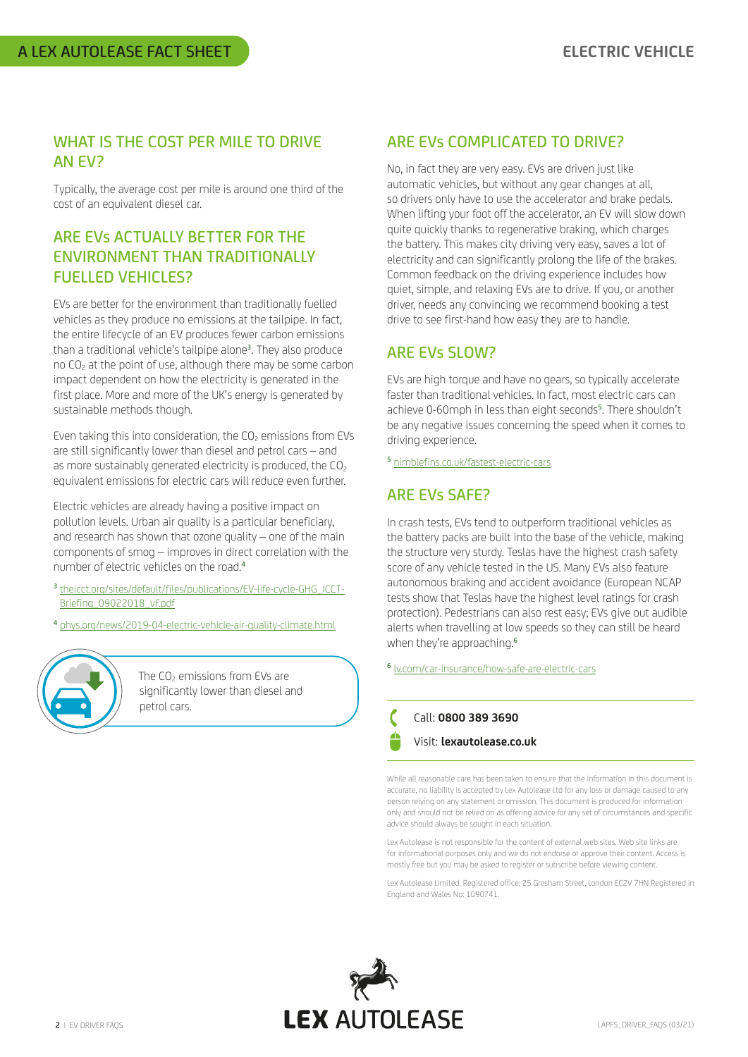## WHAT IS THE COST PER MILE TO DRIVE AN EV?

Typically, the average cost per mile is around one third of the cost of an equivalent diesel car.

## ARE EVs ACTUALLY BETTER FOR THE ENVIRONMENT THAN TRADITIONALLY FUELLED VEHICLES?

EVs are better for the environment than traditionally fuelled vehicles as they produce no emissions at the tailpipe. In fact, the entire lifecycle of an EV produces fewer carbon emissions than a traditional vehicle's tailpipe alone[3]. They also produce no $CO_2$ at the point of use, although there may be some carbon impact dependent on how the electricity is generated in the first place. More and more of the UK's energy is generated by sustainable methods though.

Even taking this into consideration, the $CO_2$ emissions from EVs are still significantly lower than diesel and petrol cars – and as more sustainably generated electricity is produced, the $CO_2$ equivalent emissions for electric cars will reduce even further.

Electric vehicles are already having a positive impact on pollution levels. Urban air quality is a particular beneficiary, and research has shown that ozone quality – one of the main components of smog – improves in direct correlation with the number of electric vehicles on the road.[4]

[3] theicct.org/sites/default/files/publications/EV-life-cycle-GHG_ICCT-Briefing_09022018_vF.pdf

[4] phys.org/news/2019-04-electric-vehicle-air-quality-climate.html

The $CO_2$ emissions from EVs are significantly lower than diesel and petrol cars.

## ARE EVs COMPLICATED TO DRIVE?

No, in fact they are very easy. EVs are driven just like automatic vehicles, but without any gear changes at all, so drivers only have to use the accelerator and brake pedals. When lifting your foot off the accelerator, an EV will slow down quite quickly thanks to regenerative braking, which charges the battery. This makes city driving very easy, saves a lot of electricity and can significantly prolong the life of the brakes. Common feedback on the driving experience includes how quiet, simple, and relaxing EVs are to drive. If you, or another driver, needs any convincing we recommend booking a test drive to see first-hand how easy they are to handle.

## ARE EVs SLOW?

EVs are high torque and have no gears, so typically accelerate faster than traditional vehicles. In fact, most electric cars can achieve 0-60mph in less than eight seconds[5]. There shouldn't be any negative issues concerning the speed when it comes to driving experience.

[5] nimblefins.co.uk/fastest-electric-cars

## ARE EVs SAFE?

In crash tests, EVs tend to outperform traditional vehicles as the battery packs are built into the base of the vehicle, making the structure very sturdy. Teslas have the highest crash safety score of any vehicle tested in the US. Many EVs also feature autonomous braking and accident avoidance (European NCAP tests show that Teslas have the highest level ratings for crash protection). Pedestrians can also rest easy; EVs give out audible alerts when travelling at low speeds so they can still be heard when they're approaching.[6]

[6] lv.com/car-insurance/how-safe-are-electric-cars

Call: **0800 389 3690**

Visit: **lexautolease.co.uk**

While all reasonable care has been taken to ensure that the information in this document is accurate, no liability is accepted by Lex Autolease Ltd for any loss or damage caused to any person relying on any statement or omission. This document is produced for information only and should not be relied on as offering advice for any set of circumstances and specific advice should always be sought in each situation.

Lex Autolease is not responsible for the content of external web sites. Web site links are for informational purposes only and we do not endorse or approve their content. Access is mostly free but you may be asked to register or subscribe before viewing content.

Lex Autolease Limited. Registered office: 25 Gresham Street, London EC2V 7HN Registered in England and Wales No: 1090741.

LEX AUTOLEASE

LAPFS_DRIVER_FAQS (03/21)